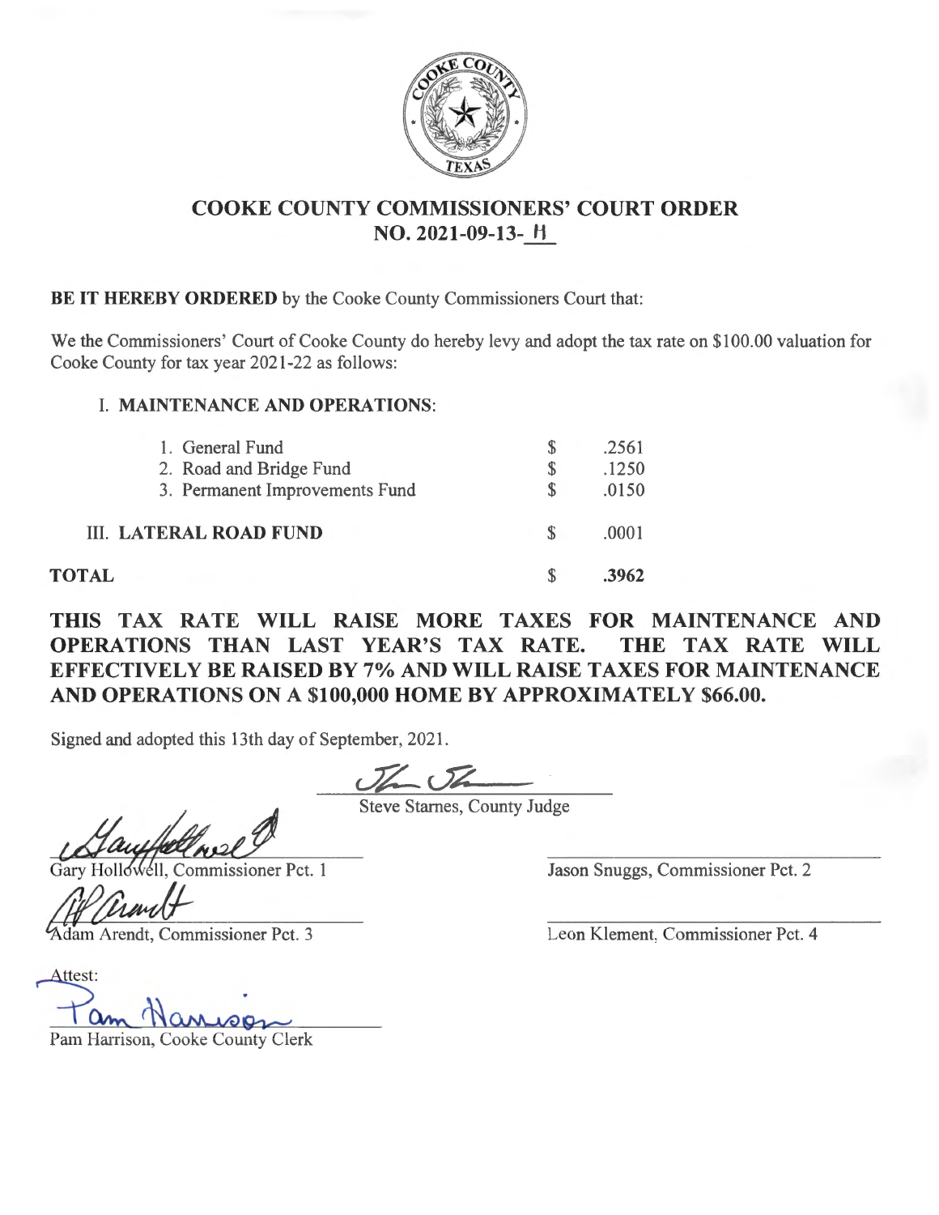# COOKE COUNTY COMMISSIONERS' COURT ORDER NO. 2021-09-13-H

**BE IT HEREBY ORDERED** by the Cooke County Commissioners Court that:

We the Commissioners' Court of Cooke County do hereby levy and adopt the tax rate on $100.00 valuation for Cooke County for tax year 2021-22 as follows:

| | | |
|---|---|---|
| **I. MAINTENANCE AND OPERATIONS:** | | |
| 1. General Fund | $ | .2561 |
| 2. Road and Bridge Fund | $ | .1250 |
| 3. Permanent Improvements Fund | $ | .0150 |
| **III. LATERAL ROAD FUND** | $ | .0001 |
| **TOTAL** | $ | **.3962** |

**THIS TAX RATE WILL RAISE MORE TAXES FOR MAINTENANCE AND OPERATIONS THAN LAST YEAR'S TAX RATE. THE TAX RATE WILL EFFECTIVELY BE RAISED BY 7% AND WILL RAISE TAXES FOR MAINTENANCE AND OPERATIONS ON A $100,000 HOME BY APPROXIMATELY $66.00.**

Signed and adopted this 13th day of September, 2021.

Steve Starnes, County Judge

Gary Hollowell, Commissioner Pct. 1

Jason Snuggs, Commissioner Pct. 2

Adam Arendt, Commissioner Pct. 3

Leon Klement, Commissioner Pct. 4

Attest:

Pam Harrison, Cooke County Clerk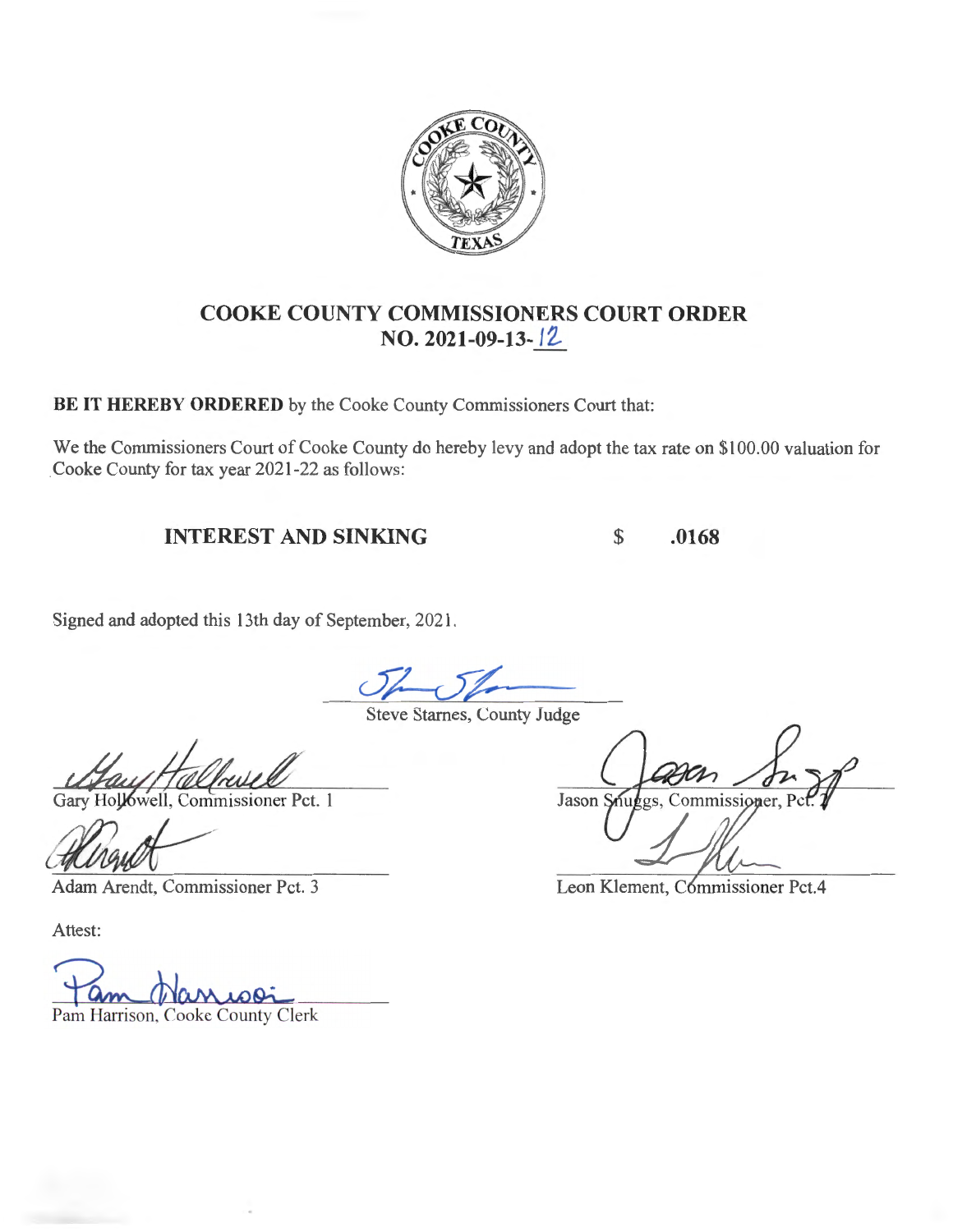## COOKE COUNTY COMMISSIONERS COURT ORDER NO. 2021-09-13-12

**BE IT HEREBY ORDERED** by the Cooke County Commissioners Court that:

We the Commissioners Court of Cooke County do hereby levy and adopt the tax rate on $100.00 valuation for Cooke County for tax year 2021-22 as follows:

**INTEREST AND SINKING** $ **.0168**

Signed and adopted this 13th day of September, 2021.

Steve Starnes, County Judge

Gary Hollowell, Commissioner Pct. 1

Jason Snuggs, Commissioner, Pct. 2

Adam Arendt, Commissioner Pct. 3

Leon Klement, Commissioner Pct.4

Attest:

Pam Harrison, Cooke County Clerk